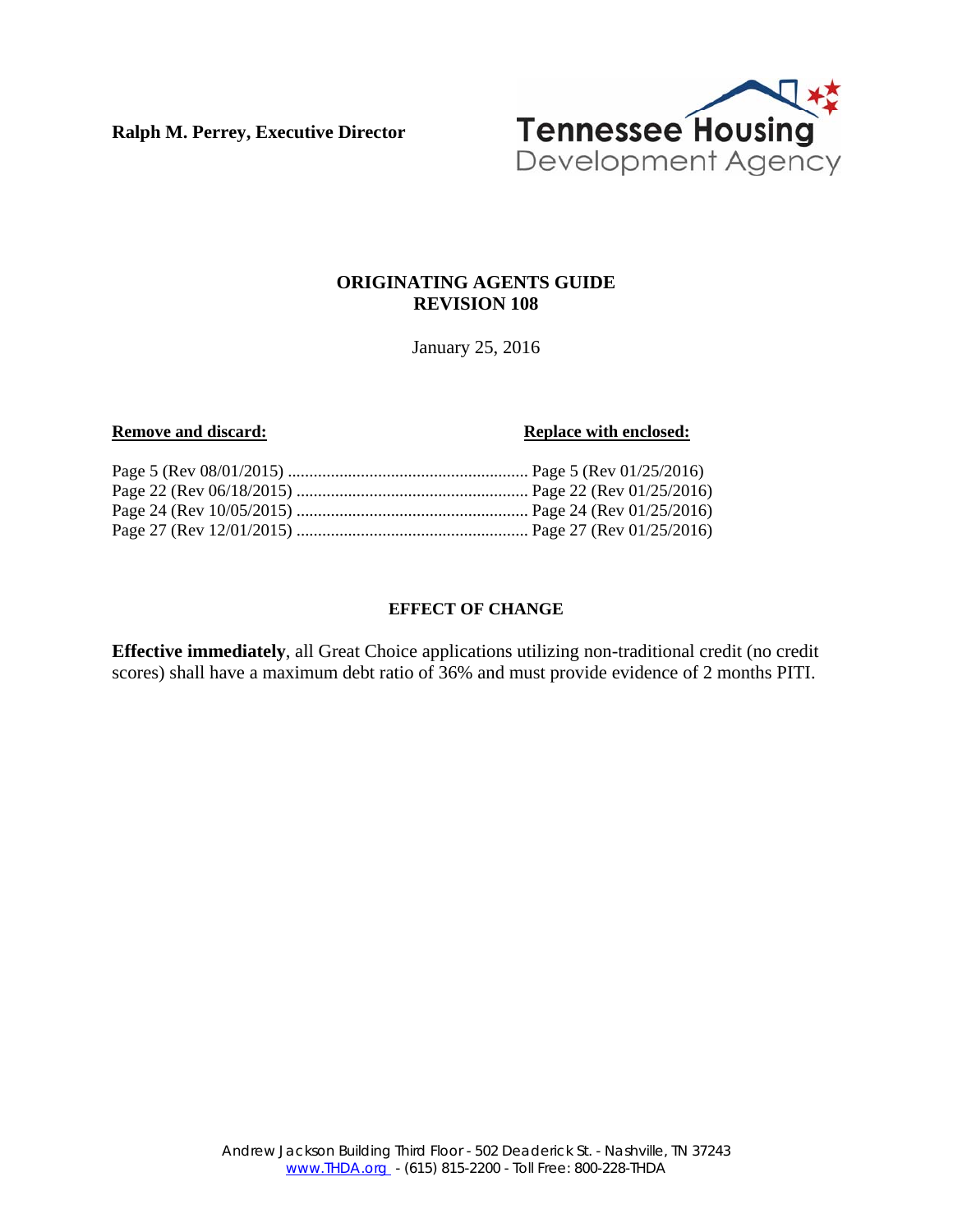**Ralph M. Perrey, Executive Director**

Tennessee Housing Development Agency

**ORIGINATING AGENTS GUIDE**
**REVISION 108**

January 25, 2016

| **Remove and discard:** | **Replace with enclosed:** |
| --- | --- |
| Page 5 (Rev 08/01/2015) | Page 5 (Rev 01/25/2016) |
| Page 22 (Rev 06/18/2015) | Page 22 (Rev 01/25/2016) |
| Page 24 (Rev 10/05/2015) | Page 24 (Rev 01/25/2016) |
| Page 27 (Rev 12/01/2015) | Page 27 (Rev 01/25/2016) |

**EFFECT OF CHANGE**

**Effective immediately**, all Great Choice applications utilizing non-traditional credit (no credit scores) shall have a maximum debt ratio of 36% and must provide evidence of 2 months PITI.

Andrew Jackson Building Third Floor - 502 Deaderick St. - Nashville, TN 37243
www.THDA.org - (615) 815-2200 - Toll Free: 800-228-THDA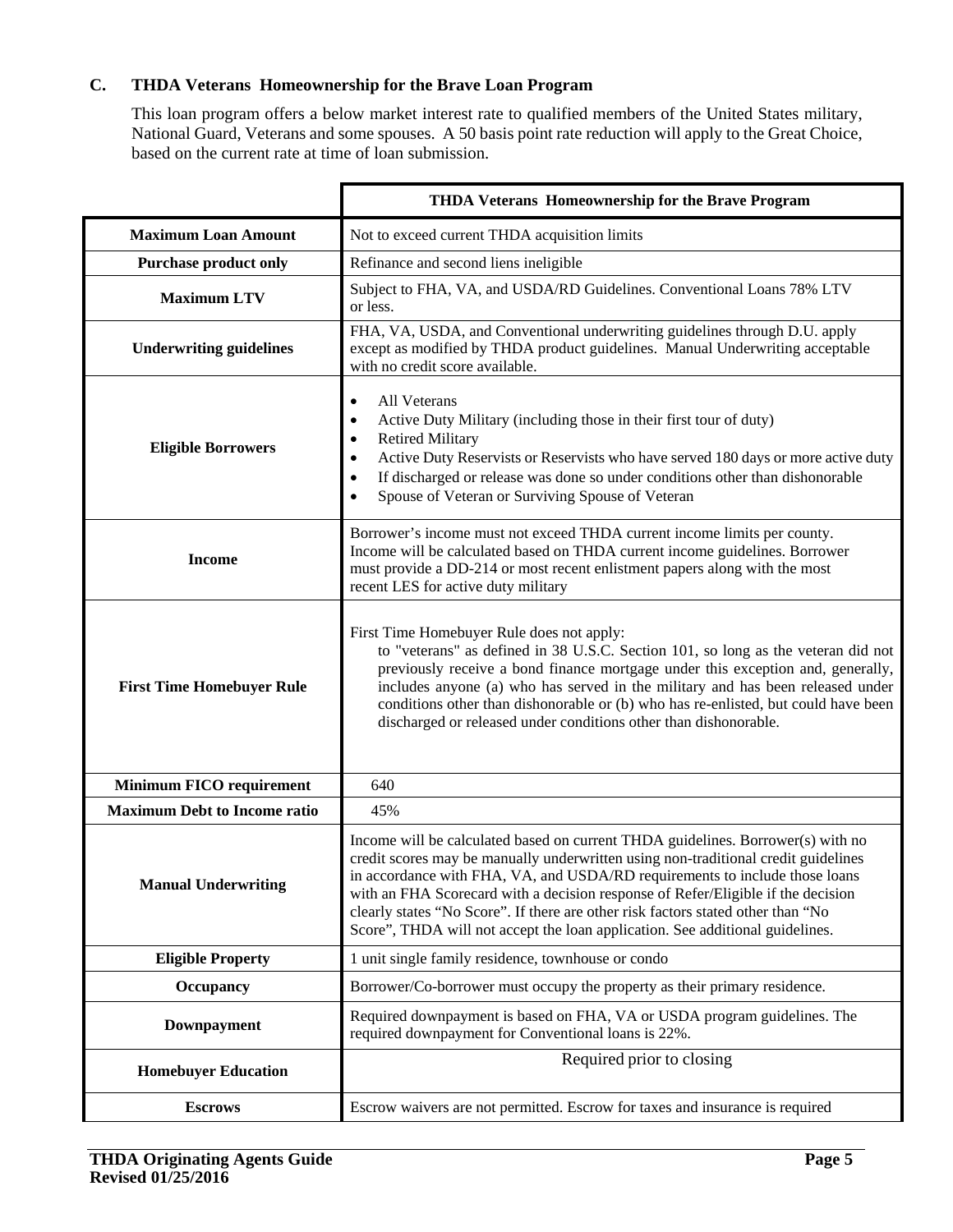### C. THDA Veterans Homeownership for the Brave Loan Program

This loan program offers a below market interest rate to qualified members of the United States military, National Guard, Veterans and some spouses. A 50 basis point rate reduction will apply to the Great Choice, based on the current rate at time of loan submission.

| | THDA Veterans Homeownership for the Brave Program |
|---|---|
| **Maximum Loan Amount** | Not to exceed current THDA acquisition limits |
| **Purchase product only** | Refinance and second liens ineligible |
| **Maximum LTV** | Subject to FHA, VA, and USDA/RD Guidelines. Conventional Loans 78% LTV or less. |
| **Underwriting guidelines** | FHA, VA, USDA, and Conventional underwriting guidelines through D.U. apply except as modified by THDA product guidelines. Manual Underwriting acceptable with no credit score available. |
| **Eligible Borrowers** | • All Veterans<br>• Active Duty Military (including those in their first tour of duty)<br>• Retired Military<br>• Active Duty Reservists or Reservists who have served 180 days or more active duty<br>• If discharged or release was done so under conditions other than dishonorable<br>• Spouse of Veteran or Surviving Spouse of Veteran |
| **Income** | Borrower's income must not exceed THDA current income limits per county. Income will be calculated based on THDA current income guidelines. Borrower must provide a DD-214 or most recent enlistment papers along with the most recent LES for active duty military |
| **First Time Homebuyer Rule** | First Time Homebuyer Rule does not apply:<br>to "veterans" as defined in 38 U.S.C. Section 101, so long as the veteran did not previously receive a bond finance mortgage under this exception and, generally, includes anyone (a) who has served in the military and has been released under conditions other than dishonorable or (b) who has re-enlisted, but could have been discharged or released under conditions other than dishonorable. |
| **Minimum FICO requirement** | 640 |
| **Maximum Debt to Income ratio** | 45% |
| **Manual Underwriting** | Income will be calculated based on current THDA guidelines. Borrower(s) with no credit scores may be manually underwritten using non-traditional credit guidelines in accordance with FHA, VA, and USDA/RD requirements to include those loans with an FHA Scorecard with a decision response of Refer/Eligible if the decision clearly states "No Score". If there are other risk factors stated other than "No Score", THDA will not accept the loan application. See additional guidelines. |
| **Eligible Property** | 1 unit single family residence, townhouse or condo |
| **Occupancy** | Borrower/Co-borrower must occupy the property as their primary residence. |
| **Downpayment** | Required downpayment is based on FHA, VA or USDA program guidelines. The required downpayment for Conventional loans is 22%. |
| **Homebuyer Education** | Required prior to closing |
| **Escrows** | Escrow waivers are not permitted. Escrow for taxes and insurance is required |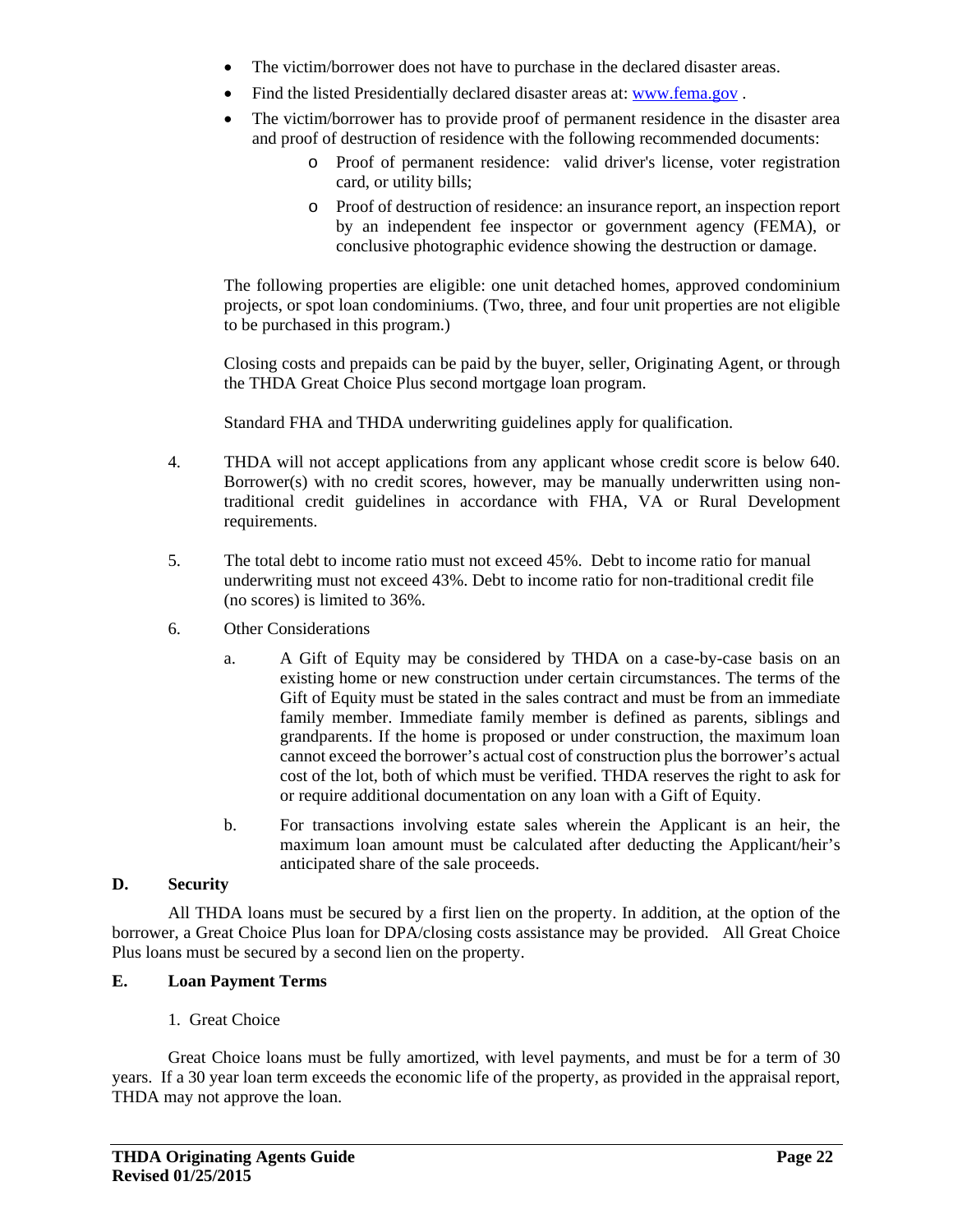- The victim/borrower does not have to purchase in the declared disaster areas.
- Find the listed Presidentially declared disaster areas at: www.fema.gov .
- The victim/borrower has to provide proof of permanent residence in the disaster area and proof of destruction of residence with the following recommended documents:
  - Proof of permanent residence: valid driver's license, voter registration card, or utility bills;
  - Proof of destruction of residence: an insurance report, an inspection report by an independent fee inspector or government agency (FEMA), or conclusive photographic evidence showing the destruction or damage.

The following properties are eligible: one unit detached homes, approved condominium projects, or spot loan condominiums. (Two, three, and four unit properties are not eligible to be purchased in this program.)

Closing costs and prepaids can be paid by the buyer, seller, Originating Agent, or through the THDA Great Choice Plus second mortgage loan program.

Standard FHA and THDA underwriting guidelines apply for qualification.

4. THDA will not accept applications from any applicant whose credit score is below 640. Borrower(s) with no credit scores, however, may be manually underwritten using non-traditional credit guidelines in accordance with FHA, VA or Rural Development requirements.

5. The total debt to income ratio must not exceed 45%. Debt to income ratio for manual underwriting must not exceed 43%. Debt to income ratio for non-traditional credit file (no scores) is limited to 36%.

6. Other Considerations

   a. A Gift of Equity may be considered by THDA on a case-by-case basis on an existing home or new construction under certain circumstances. The terms of the Gift of Equity must be stated in the sales contract and must be from an immediate family member. Immediate family member is defined as parents, siblings and grandparents. If the home is proposed or under construction, the maximum loan cannot exceed the borrower's actual cost of construction plus the borrower's actual cost of the lot, both of which must be verified. THDA reserves the right to ask for or require additional documentation on any loan with a Gift of Equity.

   b. For transactions involving estate sales wherein the Applicant is an heir, the maximum loan amount must be calculated after deducting the Applicant/heir's anticipated share of the sale proceeds.

## D. Security

All THDA loans must be secured by a first lien on the property. In addition, at the option of the borrower, a Great Choice Plus loan for DPA/closing costs assistance may be provided. All Great Choice Plus loans must be secured by a second lien on the property.

## E. Loan Payment Terms

1. Great Choice

Great Choice loans must be fully amortized, with level payments, and must be for a term of 30 years. If a 30 year loan term exceeds the economic life of the property, as provided in the appraisal report, THDA may not approve the loan.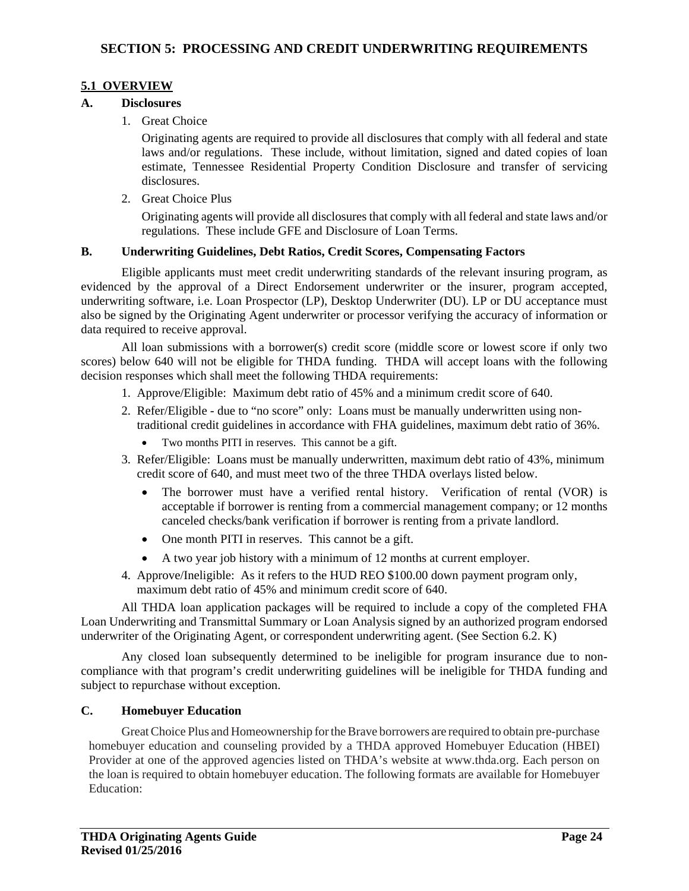## SECTION 5: PROCESSING AND CREDIT UNDERWRITING REQUIREMENTS

### 5.1 OVERVIEW

**A. Disclosures**

1. Great Choice

   Originating agents are required to provide all disclosures that comply with all federal and state laws and/or regulations. These include, without limitation, signed and dated copies of loan estimate, Tennessee Residential Property Condition Disclosure and transfer of servicing disclosures.

2. Great Choice Plus

   Originating agents will provide all disclosures that comply with all federal and state laws and/or regulations. These include GFE and Disclosure of Loan Terms.

**B. Underwriting Guidelines, Debt Ratios, Credit Scores, Compensating Factors**

Eligible applicants must meet credit underwriting standards of the relevant insuring program, as evidenced by the approval of a Direct Endorsement underwriter or the insurer, program accepted, underwriting software, i.e. Loan Prospector (LP), Desktop Underwriter (DU). LP or DU acceptance must also be signed by the Originating Agent underwriter or processor verifying the accuracy of information or data required to receive approval.

All loan submissions with a borrower(s) credit score (middle score or lowest score if only two scores) below 640 will not be eligible for THDA funding. THDA will accept loans with the following decision responses which shall meet the following THDA requirements:

1. Approve/Eligible: Maximum debt ratio of 45% and a minimum credit score of 640.
2. Refer/Eligible - due to "no score" only: Loans must be manually underwritten using non-traditional credit guidelines in accordance with FHA guidelines, maximum debt ratio of 36%.
   - Two months PITI in reserves. This cannot be a gift.
3. Refer/Eligible: Loans must be manually underwritten, maximum debt ratio of 43%, minimum credit score of 640, and must meet two of the three THDA overlays listed below.
   - The borrower must have a verified rental history. Verification of rental (VOR) is acceptable if borrower is renting from a commercial management company; or 12 months canceled checks/bank verification if borrower is renting from a private landlord.
   - One month PITI in reserves. This cannot be a gift.
   - A two year job history with a minimum of 12 months at current employer.
4. Approve/Ineligible: As it refers to the HUD REO $100.00 down payment program only, maximum debt ratio of 45% and minimum credit score of 640.

All THDA loan application packages will be required to include a copy of the completed FHA Loan Underwriting and Transmittal Summary or Loan Analysis signed by an authorized program endorsed underwriter of the Originating Agent, or correspondent underwriting agent. (See Section 6.2. K)

Any closed loan subsequently determined to be ineligible for program insurance due to non-compliance with that program's credit underwriting guidelines will be ineligible for THDA funding and subject to repurchase without exception.

**C. Homebuyer Education**

Great Choice Plus and Homeownership for the Brave borrowers are required to obtain pre-purchase homebuyer education and counseling provided by a THDA approved Homebuyer Education (HBEI) Provider at one of the approved agencies listed on THDA's website at www.thda.org. Each person on the loan is required to obtain homebuyer education. The following formats are available for Homebuyer Education: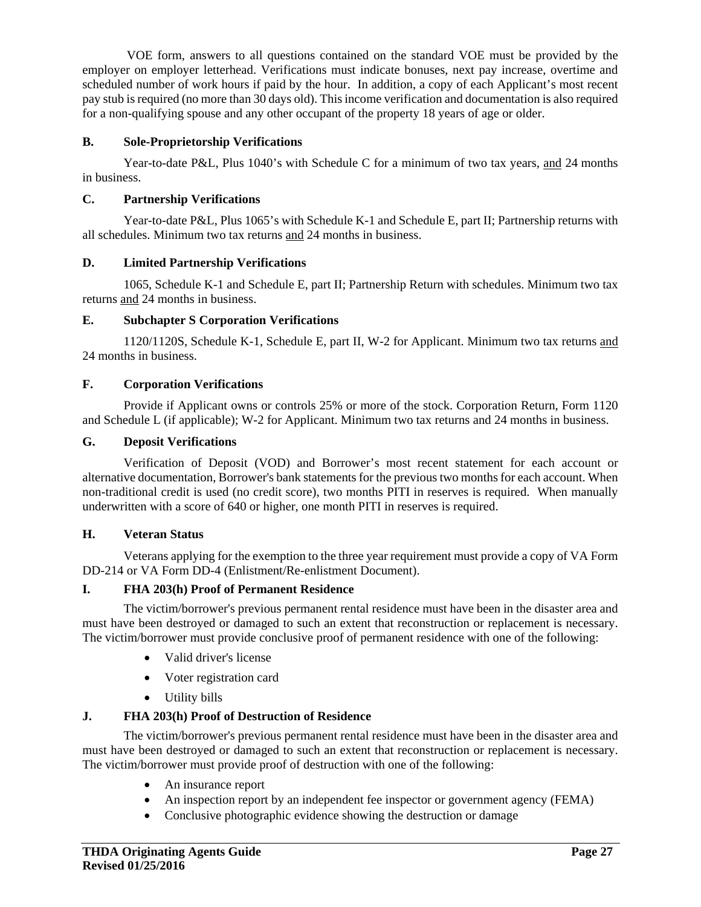VOE form, answers to all questions contained on the standard VOE must be provided by the employer on employer letterhead. Verifications must indicate bonuses, next pay increase, overtime and scheduled number of work hours if paid by the hour. In addition, a copy of each Applicant's most recent pay stub is required (no more than 30 days old). This income verification and documentation is also required for a non-qualifying spouse and any other occupant of the property 18 years of age or older.

**B. Sole-Proprietorship Verifications**

Year-to-date P&L, Plus 1040's with Schedule C for a minimum of two tax years, <u>and</u> 24 months in business.

**C. Partnership Verifications**

Year-to-date P&L, Plus 1065's with Schedule K-1 and Schedule E, part II; Partnership returns with all schedules. Minimum two tax returns <u>and</u> 24 months in business.

**D. Limited Partnership Verifications**

1065, Schedule K-1 and Schedule E, part II; Partnership Return with schedules. Minimum two tax returns <u>and</u> 24 months in business.

**E. Subchapter S Corporation Verifications**

1120/1120S, Schedule K-1, Schedule E, part II, W-2 for Applicant. Minimum two tax returns <u>and</u> 24 months in business.

**F. Corporation Verifications**

Provide if Applicant owns or controls 25% or more of the stock. Corporation Return, Form 1120 and Schedule L (if applicable); W-2 for Applicant. Minimum two tax returns and 24 months in business.

**G. Deposit Verifications**

Verification of Deposit (VOD) and Borrower's most recent statement for each account or alternative documentation, Borrower's bank statements for the previous two months for each account. When non-traditional credit is used (no credit score), two months PITI in reserves is required. When manually underwritten with a score of 640 or higher, one month PITI in reserves is required.

**H. Veteran Status**

Veterans applying for the exemption to the three year requirement must provide a copy of VA Form DD-214 or VA Form DD-4 (Enlistment/Re-enlistment Document).

**I. FHA 203(h) Proof of Permanent Residence**

The victim/borrower's previous permanent rental residence must have been in the disaster area and must have been destroyed or damaged to such an extent that reconstruction or replacement is necessary. The victim/borrower must provide conclusive proof of permanent residence with one of the following:

- Valid driver's license
- Voter registration card
- Utility bills

**J. FHA 203(h) Proof of Destruction of Residence**

The victim/borrower's previous permanent rental residence must have been in the disaster area and must have been destroyed or damaged to such an extent that reconstruction or replacement is necessary. The victim/borrower must provide proof of destruction with one of the following:

- An insurance report
- An inspection report by an independent fee inspector or government agency (FEMA)
- Conclusive photographic evidence showing the destruction or damage